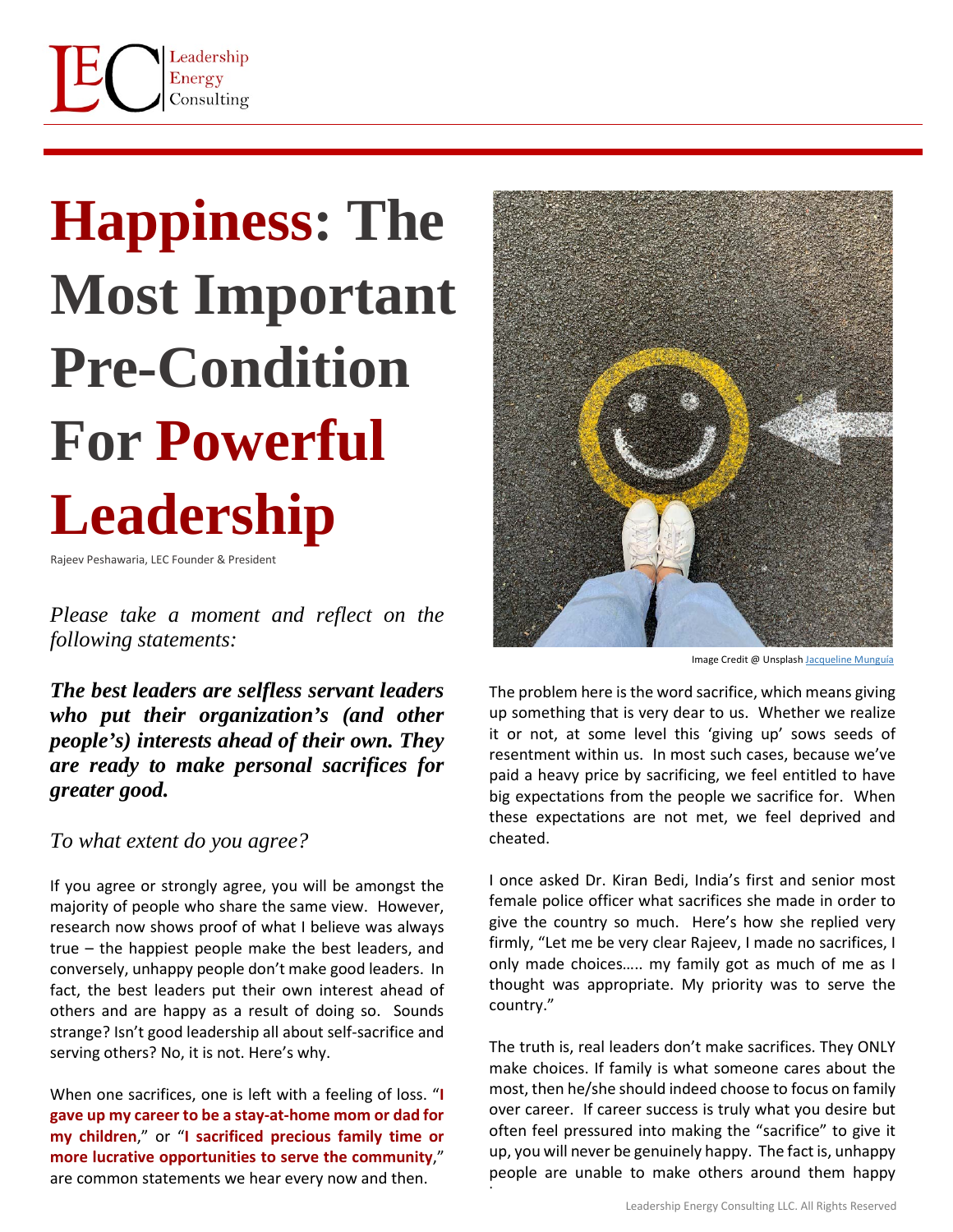# Happiness: The Most Important Pre-Condition For Powerful Leadership

Rajeev Peshawaria, LEC Founder & President

*Please take a moment and reflect on the following statements:*

***The best leaders are selfless servant leaders who put their organization's (and other people's) interests ahead of their own. They are ready to make personal sacrifices for greater good.***

*To what extent do you agree?*

If you agree or strongly agree, you will be amongst the majority of people who share the same view. However, research now shows proof of what I believe was always true – the happiest people make the best leaders, and conversely, unhappy people don't make good leaders. In fact, the best leaders put their own interest ahead of others and are happy as a result of doing so. Sounds strange? Isn't good leadership all about self-sacrifice and serving others? No, it is not. Here's why.

When one sacrifices, one is left with a feeling of loss. "**I gave up my career to be a stay-at-home mom or dad for my children**," or "**I sacrificed precious family time or more lucrative opportunities to serve the community**," are common statements we hear every now and then.

Image Credit @ Unsplash Jacqueline Munguía

The problem here is the word sacrifice, which means giving up something that is very dear to us. Whether we realize it or not, at some level this 'giving up' sows seeds of resentment within us. In most such cases, because we've paid a heavy price by sacrificing, we feel entitled to have big expectations from the people we sacrifice for. When these expectations are not met, we feel deprived and cheated.

I once asked Dr. Kiran Bedi, India's first and senior most female police officer what sacrifices she made in order to give the country so much. Here's how she replied very firmly, "Let me be very clear Rajeev, I made no sacrifices, I only made choices….. my family got as much of me as I thought was appropriate. My priority was to serve the country."

The truth is, real leaders don't make sacrifices. They ONLY make choices. If family is what someone cares about the most, then he/she should indeed choose to focus on family over career. If career success is truly what you desire but often feel pressured into making the "sacrifice" to give it up, you will never be genuinely happy. The fact is, unhappy people are unable to make others around them happy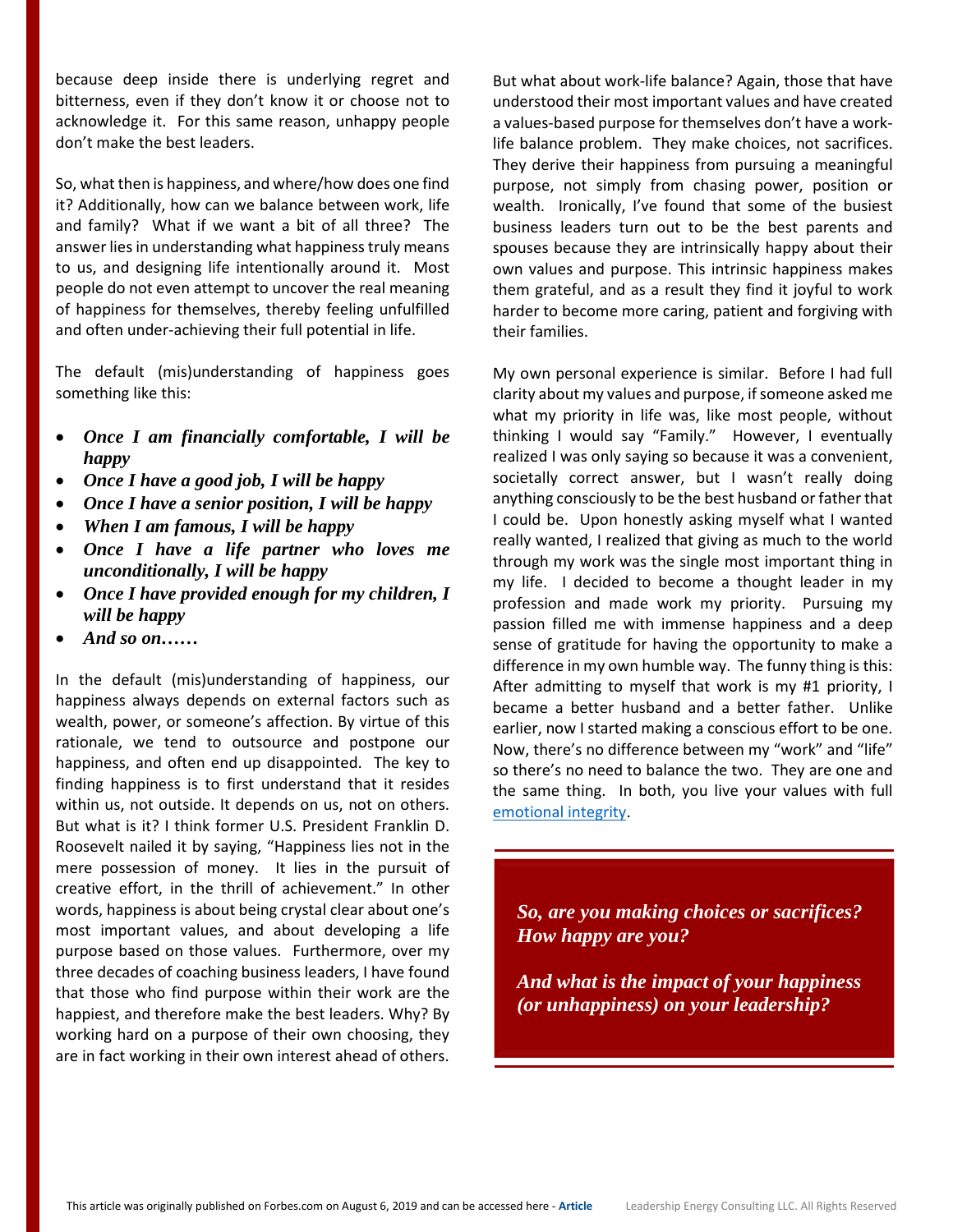because deep inside there is underlying regret and bitterness, even if they don't know it or choose not to acknowledge it. For this same reason, unhappy people don't make the best leaders.

So, what then is happiness, and where/how does one find it? Additionally, how can we balance between work, life and family? What if we want a bit of all three? The answer lies in understanding what happiness truly means to us, and designing life intentionally around it. Most people do not even attempt to uncover the real meaning of happiness for themselves, thereby feeling unfulfilled and often under-achieving their full potential in life.

The default (mis)understanding of happiness goes something like this:

- ***Once I am financially comfortable, I will be happy***
- ***Once I have a good job, I will be happy***
- ***Once I have a senior position, I will be happy***
- ***When I am famous, I will be happy***
- ***Once I have a life partner who loves me unconditionally, I will be happy***
- ***Once I have provided enough for my children, I will be happy***
- ***And so on……***

In the default (mis)understanding of happiness, our happiness always depends on external factors such as wealth, power, or someone's affection. By virtue of this rationale, we tend to outsource and postpone our happiness, and often end up disappointed. The key to finding happiness is to first understand that it resides within us, not outside. It depends on us, not on others. But what is it? I think former U.S. President Franklin D. Roosevelt nailed it by saying, "Happiness lies not in the mere possession of money. It lies in the pursuit of creative effort, in the thrill of achievement." In other words, happiness is about being crystal clear about one's most important values, and about developing a life purpose based on those values. Furthermore, over my three decades of coaching business leaders, I have found that those who find purpose within their work are the happiest, and therefore make the best leaders. Why? By working hard on a purpose of their own choosing, they are in fact working in their own interest ahead of others.

But what about work-life balance? Again, those that have understood their most important values and have created a values-based purpose for themselves don't have a work-life balance problem. They make choices, not sacrifices. They derive their happiness from pursuing a meaningful purpose, not simply from chasing power, position or wealth. Ironically, I've found that some of the busiest business leaders turn out to be the best parents and spouses because they are intrinsically happy about their own values and purpose. This intrinsic happiness makes them grateful, and as a result they find it joyful to work harder to become more caring, patient and forgiving with their families.

My own personal experience is similar. Before I had full clarity about my values and purpose, if someone asked me what my priority in life was, like most people, without thinking I would say "Family." However, I eventually realized I was only saying so because it was a convenient, societally correct answer, but I wasn't really doing anything consciously to be the best husband or father that I could be. Upon honestly asking myself what I wanted really wanted, I realized that giving as much to the world through my work was the single most important thing in my life. I decided to become a thought leader in my profession and made work my priority. Pursuing my passion filled me with immense happiness and a deep sense of gratitude for having the opportunity to make a difference in my own humble way. The funny thing is this: After admitting to myself that work is my #1 priority, I became a better husband and a better father. Unlike earlier, now I started making a conscious effort to be one. Now, there's no difference between my "work" and "life" so there's no need to balance the two. They are one and the same thing. In both, you live your values with full emotional integrity.

***So, are you making choices or sacrifices? How happy are you?***

***And what is the impact of your happiness (or unhappiness) on your leadership?***

This article was originally published on Forbes.com on August 6, 2019 and can be accessed here - **Article**

Leadership Energy Consulting LLC. All Rights Reserved